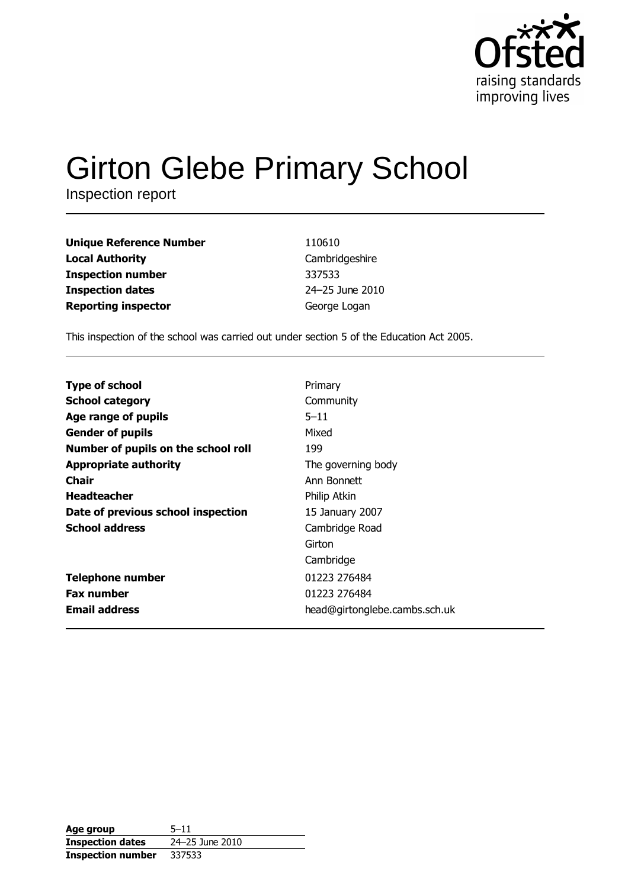Ofsted
raising standards
improving lives

# Girton Glebe Primary School

Inspection report

| | |
|---|---|
| **Unique Reference Number** | 110610 |
| **Local Authority** | Cambridgeshire |
| **Inspection number** | 337533 |
| **Inspection dates** | 24–25 June 2010 |
| **Reporting inspector** | George Logan |

This inspection of the school was carried out under section 5 of the Education Act 2005.

| | |
|---|---|
| **Type of school** | Primary |
| **School category** | Community |
| **Age range of pupils** | 5–11 |
| **Gender of pupils** | Mixed |
| **Number of pupils on the school roll** | 199 |
| **Appropriate authority** | The governing body |
| **Chair** | Ann Bonnett |
| **Headteacher** | Philip Atkin |
| **Date of previous school inspection** | 15 January 2007 |
| **School address** | Cambridge Road<br>Girton<br>Cambridge |
| **Telephone number** | 01223 276484 |
| **Fax number** | 01223 276484 |
| **Email address** | head@girtonglebe.cambs.sch.uk |

| | |
|---|---|
| **Age group** | 5–11 |
| **Inspection dates** | 24–25 June 2010 |
| **Inspection number** | 337533 |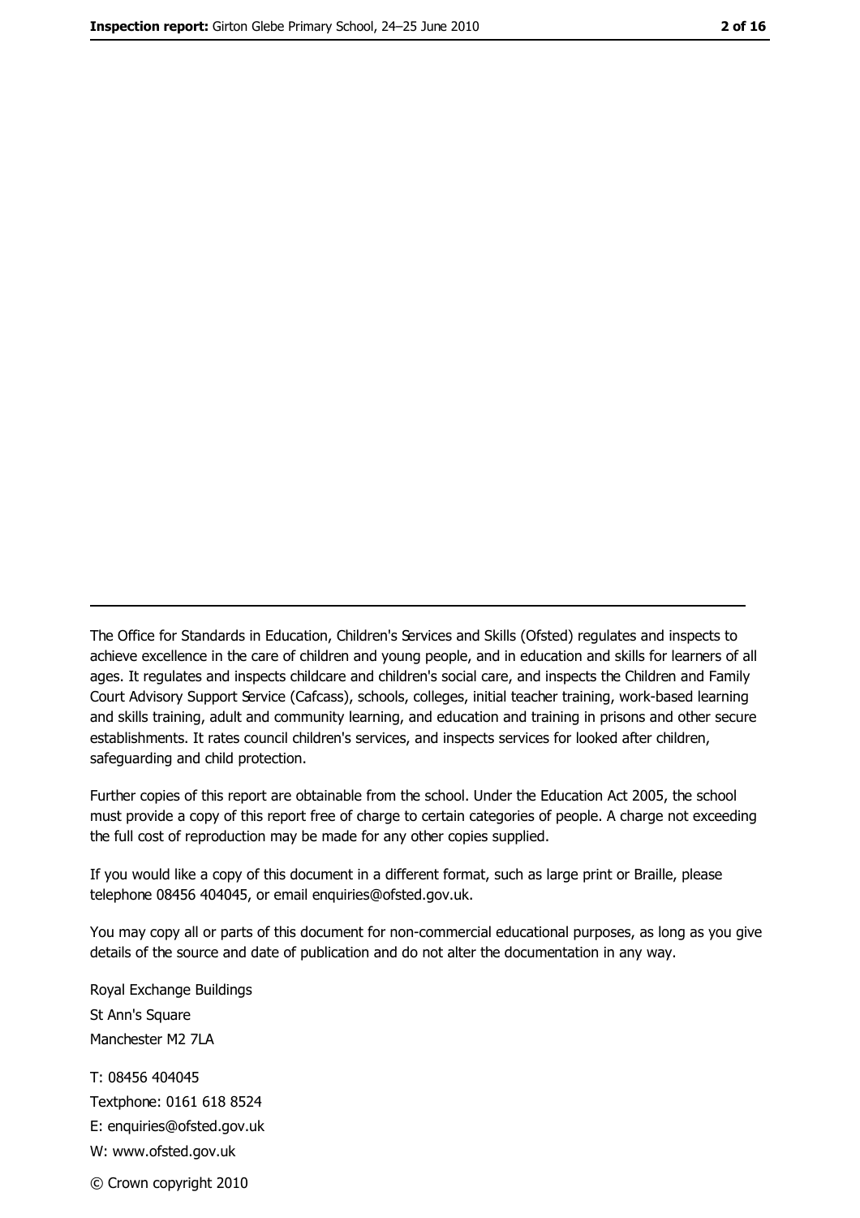---

The Office for Standards in Education, Children's Services and Skills (Ofsted) regulates and inspects to achieve excellence in the care of children and young people, and in education and skills for learners of all ages. It regulates and inspects childcare and children's social care, and inspects the Children and Family Court Advisory Support Service (Cafcass), schools, colleges, initial teacher training, work-based learning and skills training, adult and community learning, and education and training in prisons and other secure establishments. It rates council children's services, and inspects services for looked after children, safeguarding and child protection.

Further copies of this report are obtainable from the school. Under the Education Act 2005, the school must provide a copy of this report free of charge to certain categories of people. A charge not exceeding the full cost of reproduction may be made for any other copies supplied.

If you would like a copy of this document in a different format, such as large print or Braille, please telephone 08456 404045, or email enquiries@ofsted.gov.uk.

You may copy all or parts of this document for non-commercial educational purposes, as long as you give details of the source and date of publication and do not alter the documentation in any way.

Royal Exchange Buildings
St Ann's Square
Manchester M2 7LA

T: 08456 404045
Textphone: 0161 618 8524
E: enquiries@ofsted.gov.uk
W: www.ofsted.gov.uk

© Crown copyright 2010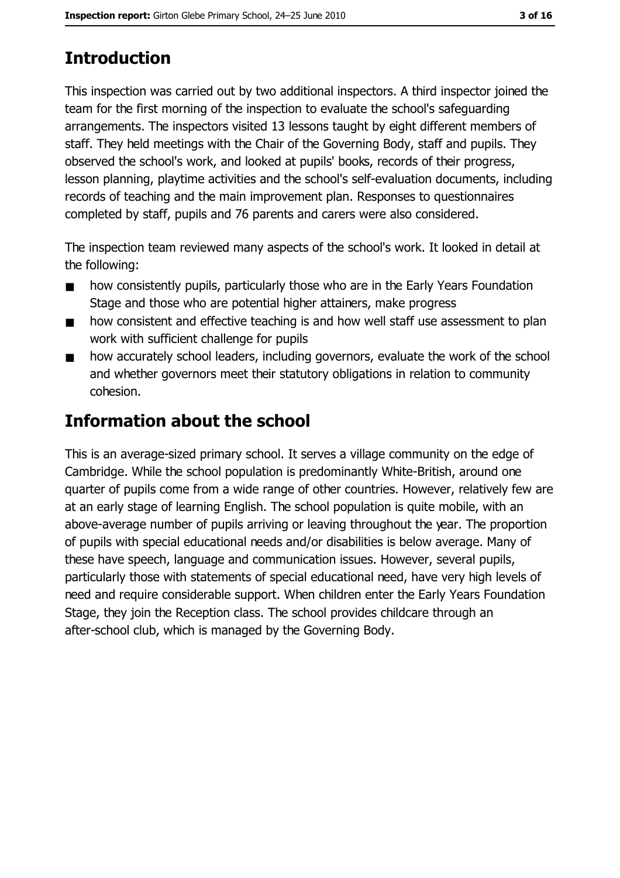## Introduction

This inspection was carried out by two additional inspectors. A third inspector joined the team for the first morning of the inspection to evaluate the school's safeguarding arrangements. The inspectors visited 13 lessons taught by eight different members of staff. They held meetings with the Chair of the Governing Body, staff and pupils. They observed the school's work, and looked at pupils' books, records of their progress, lesson planning, playtime activities and the school's self-evaluation documents, including records of teaching and the main improvement plan. Responses to questionnaires completed by staff, pupils and 76 parents and carers were also considered.

The inspection team reviewed many aspects of the school's work. It looked in detail at the following:

- how consistently pupils, particularly those who are in the Early Years Foundation Stage and those who are potential higher attainers, make progress
- how consistent and effective teaching is and how well staff use assessment to plan work with sufficient challenge for pupils
- how accurately school leaders, including governors, evaluate the work of the school and whether governors meet their statutory obligations in relation to community cohesion.

## Information about the school

This is an average-sized primary school. It serves a village community on the edge of Cambridge. While the school population is predominantly White-British, around one quarter of pupils come from a wide range of other countries. However, relatively few are at an early stage of learning English. The school population is quite mobile, with an above-average number of pupils arriving or leaving throughout the year. The proportion of pupils with special educational needs and/or disabilities is below average. Many of these have speech, language and communication issues. However, several pupils, particularly those with statements of special educational need, have very high levels of need and require considerable support. When children enter the Early Years Foundation Stage, they join the Reception class. The school provides childcare through an after-school club, which is managed by the Governing Body.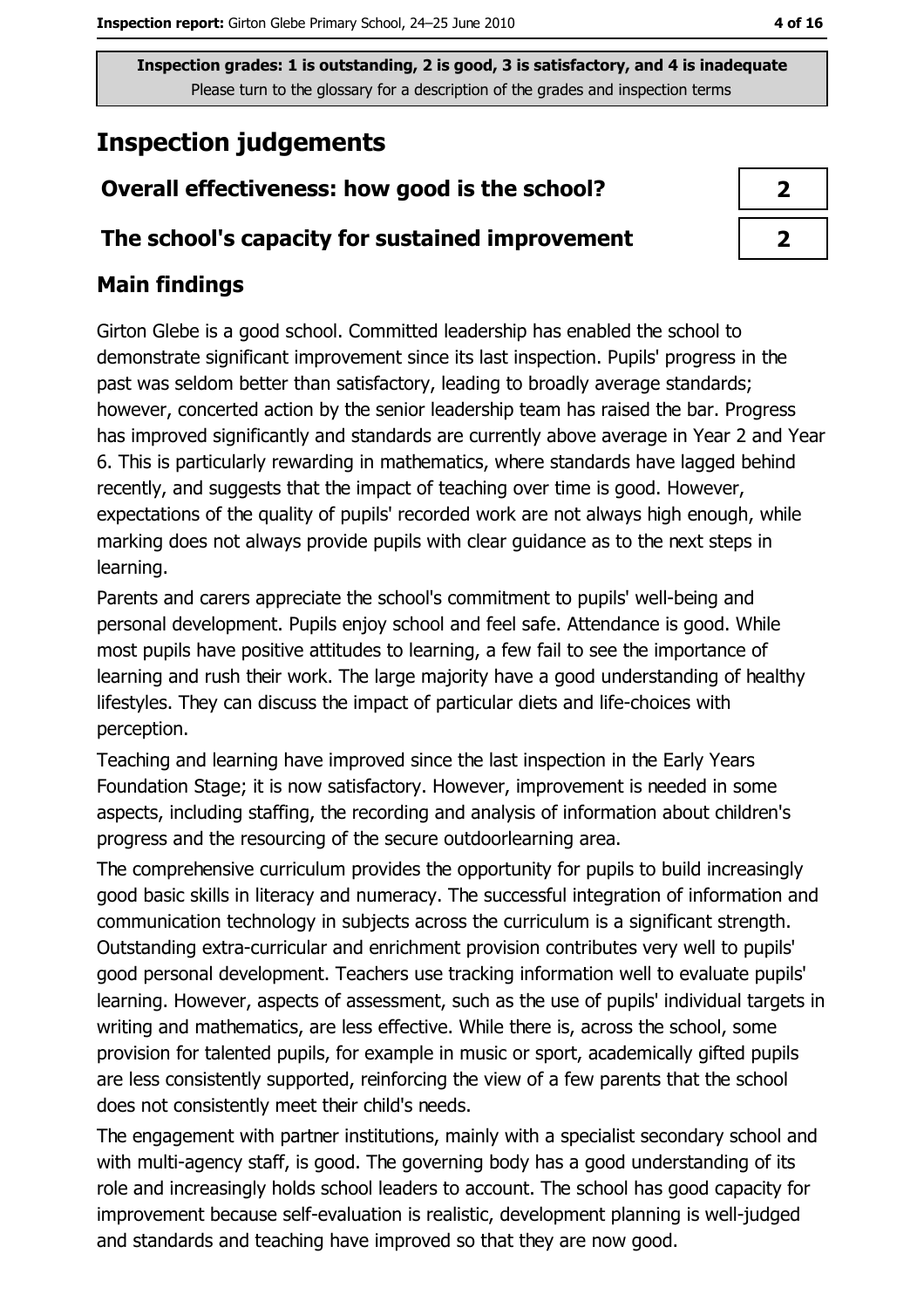**Inspection grades: 1 is outstanding, 2 is good, 3 is satisfactory, and 4 is inadequate**
Please turn to the glossary for a description of the grades and inspection terms

# Inspection judgements

| Overall effectiveness: how good is the school? | 2 |
|---|---|
| The school's capacity for sustained improvement | 2 |

## Main findings

Girton Glebe is a good school. Committed leadership has enabled the school to demonstrate significant improvement since its last inspection. Pupils' progress in the past was seldom better than satisfactory, leading to broadly average standards; however, concerted action by the senior leadership team has raised the bar. Progress has improved significantly and standards are currently above average in Year 2 and Year 6. This is particularly rewarding in mathematics, where standards have lagged behind recently, and suggests that the impact of teaching over time is good. However, expectations of the quality of pupils' recorded work are not always high enough, while marking does not always provide pupils with clear guidance as to the next steps in learning.

Parents and carers appreciate the school's commitment to pupils' well-being and personal development. Pupils enjoy school and feel safe. Attendance is good. While most pupils have positive attitudes to learning, a few fail to see the importance of learning and rush their work. The large majority have a good understanding of healthy lifestyles. They can discuss the impact of particular diets and life-choices with perception.

Teaching and learning have improved since the last inspection in the Early Years Foundation Stage; it is now satisfactory. However, improvement is needed in some aspects, including staffing, the recording and analysis of information about children's progress and the resourcing of the secure outdoorlearning area.

The comprehensive curriculum provides the opportunity for pupils to build increasingly good basic skills in literacy and numeracy. The successful integration of information and communication technology in subjects across the curriculum is a significant strength. Outstanding extra-curricular and enrichment provision contributes very well to pupils' good personal development. Teachers use tracking information well to evaluate pupils' learning. However, aspects of assessment, such as the use of pupils' individual targets in writing and mathematics, are less effective. While there is, across the school, some provision for talented pupils, for example in music or sport, academically gifted pupils are less consistently supported, reinforcing the view of a few parents that the school does not consistently meet their child's needs.

The engagement with partner institutions, mainly with a specialist secondary school and with multi-agency staff, is good. The governing body has a good understanding of its role and increasingly holds school leaders to account. The school has good capacity for improvement because self-evaluation is realistic, development planning is well-judged and standards and teaching have improved so that they are now good.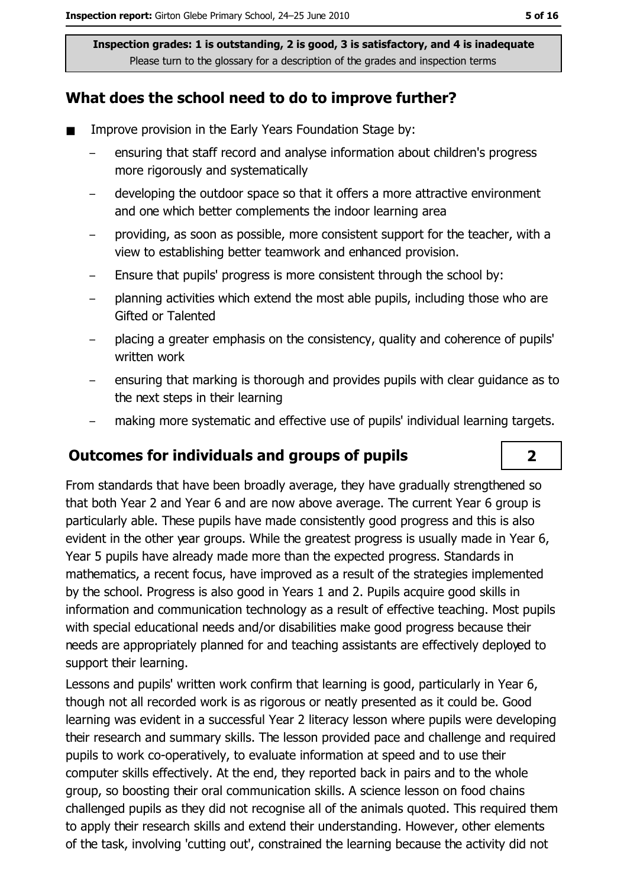**Inspection grades: 1 is outstanding, 2 is good, 3 is satisfactory, and 4 is inadequate**
Please turn to the glossary for a description of the grades and inspection terms

## What does the school need to do to improve further?

- Improve provision in the Early Years Foundation Stage by:
  - ensuring that staff record and analyse information about children's progress more rigorously and systematically
  - developing the outdoor space so that it offers a more attractive environment and one which better complements the indoor learning area
  - providing, as soon as possible, more consistent support for the teacher, with a view to establishing better teamwork and enhanced provision.
  - Ensure that pupils' progress is more consistent through the school by:
  - planning activities which extend the most able pupils, including those who are Gifted or Talented
  - placing a greater emphasis on the consistency, quality and coherence of pupils' written work
  - ensuring that marking is thorough and provides pupils with clear guidance as to the next steps in their learning
  - making more systematic and effective use of pupils' individual learning targets.

## Outcomes for individuals and groups of pupils

**2**

From standards that have been broadly average, they have gradually strengthened so that both Year 2 and Year 6 and are now above average. The current Year 6 group is particularly able. These pupils have made consistently good progress and this is also evident in the other year groups. While the greatest progress is usually made in Year 6, Year 5 pupils have already made more than the expected progress. Standards in mathematics, a recent focus, have improved as a result of the strategies implemented by the school. Progress is also good in Years 1 and 2. Pupils acquire good skills in information and communication technology as a result of effective teaching. Most pupils with special educational needs and/or disabilities make good progress because their needs are appropriately planned for and teaching assistants are effectively deployed to support their learning.

Lessons and pupils' written work confirm that learning is good, particularly in Year 6, though not all recorded work is as rigorous or neatly presented as it could be. Good learning was evident in a successful Year 2 literacy lesson where pupils were developing their research and summary skills. The lesson provided pace and challenge and required pupils to work co-operatively, to evaluate information at speed and to use their computer skills effectively. At the end, they reported back in pairs and to the whole group, so boosting their oral communication skills. A science lesson on food chains challenged pupils as they did not recognise all of the animals quoted. This required them to apply their research skills and extend their understanding. However, other elements of the task, involving 'cutting out', constrained the learning because the activity did not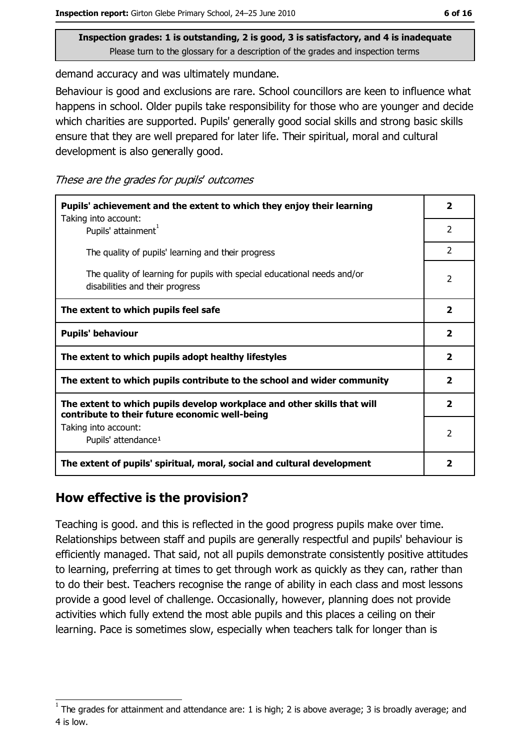**Inspection grades: 1 is outstanding, 2 is good, 3 is satisfactory, and 4 is inadequate**
Please turn to the glossary for a description of the grades and inspection terms

demand accuracy and was ultimately mundane.

Behaviour is good and exclusions are rare. School councillors are keen to influence what happens in school. Older pupils take responsibility for those who are younger and decide which charities are supported. Pupils' generally good social skills and strong basic skills ensure that they are well prepared for later life. Their spiritual, moral and cultural development is also generally good.

*These are the grades for pupils' outcomes*

| | |
|---|---|
| **Pupils' achievement and the extent to which they enjoy their learning** | **2** |
| Taking into account: Pupils' attainment[1] | 2 |
| The quality of pupils' learning and their progress | 2 |
| The quality of learning for pupils with special educational needs and/or disabilities and their progress | 2 |
| **The extent to which pupils feel safe** | **2** |
| **Pupils' behaviour** | **2** |
| **The extent to which pupils adopt healthy lifestyles** | **2** |
| **The extent to which pupils contribute to the school and wider community** | **2** |
| **The extent to which pupils develop workplace and other skills that will contribute to their future economic well-being** | **2** |
| Taking into account: Pupils' attendance[1] | 2 |
| **The extent of pupils' spiritual, moral, social and cultural development** | **2** |

## How effective is the provision?

Teaching is good. and this is reflected in the good progress pupils make over time. Relationships between staff and pupils are generally respectful and pupils' behaviour is efficiently managed. That said, not all pupils demonstrate consistently positive attitudes to learning, preferring at times to get through work as quickly as they can, rather than to do their best. Teachers recognise the range of ability in each class and most lessons provide a good level of challenge. Occasionally, however, planning does not provide activities which fully extend the most able pupils and this places a ceiling on their learning. Pace is sometimes slow, especially when teachers talk for longer than is

[1] The grades for attainment and attendance are: 1 is high; 2 is above average; 3 is broadly average; and 4 is low.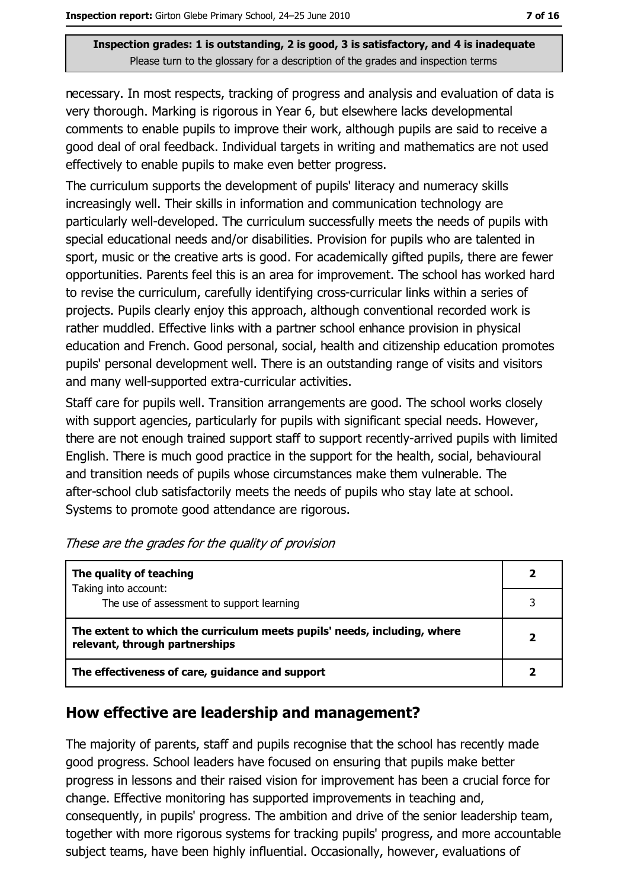**Inspection grades: 1 is outstanding, 2 is good, 3 is satisfactory, and 4 is inadequate**
Please turn to the glossary for a description of the grades and inspection terms

necessary. In most respects, tracking of progress and analysis and evaluation of data is very thorough. Marking is rigorous in Year 6, but elsewhere lacks developmental comments to enable pupils to improve their work, although pupils are said to receive a good deal of oral feedback. Individual targets in writing and mathematics are not used effectively to enable pupils to make even better progress.

The curriculum supports the development of pupils' literacy and numeracy skills increasingly well. Their skills in information and communication technology are particularly well-developed. The curriculum successfully meets the needs of pupils with special educational needs and/or disabilities. Provision for pupils who are talented in sport, music or the creative arts is good. For academically gifted pupils, there are fewer opportunities. Parents feel this is an area for improvement. The school has worked hard to revise the curriculum, carefully identifying cross-curricular links within a series of projects. Pupils clearly enjoy this approach, although conventional recorded work is rather muddled. Effective links with a partner school enhance provision in physical education and French. Good personal, social, health and citizenship education promotes pupils' personal development well. There is an outstanding range of visits and visitors and many well-supported extra-curricular activities.

Staff care for pupils well. Transition arrangements are good. The school works closely with support agencies, particularly for pupils with significant special needs. However, there are not enough trained support staff to support recently-arrived pupils with limited English. There is much good practice in the support for the health, social, behavioural and transition needs of pupils whose circumstances make them vulnerable. The after-school club satisfactorily meets the needs of pupils who stay late at school. Systems to promote good attendance are rigorous.

*These are the grades for the quality of provision*

| | |
|---|---|
| **The quality of teaching**<br>Taking into account:<br>The use of assessment to support learning | **2**<br><br>3 |
| **The extent to which the curriculum meets pupils' needs, including, where relevant, through partnerships** | **2** |
| **The effectiveness of care, guidance and support** | **2** |

## How effective are leadership and management?

The majority of parents, staff and pupils recognise that the school has recently made good progress. School leaders have focused on ensuring that pupils make better progress in lessons and their raised vision for improvement has been a crucial force for change. Effective monitoring has supported improvements in teaching and, consequently, in pupils' progress. The ambition and drive of the senior leadership team, together with more rigorous systems for tracking pupils' progress, and more accountable subject teams, have been highly influential. Occasionally, however, evaluations of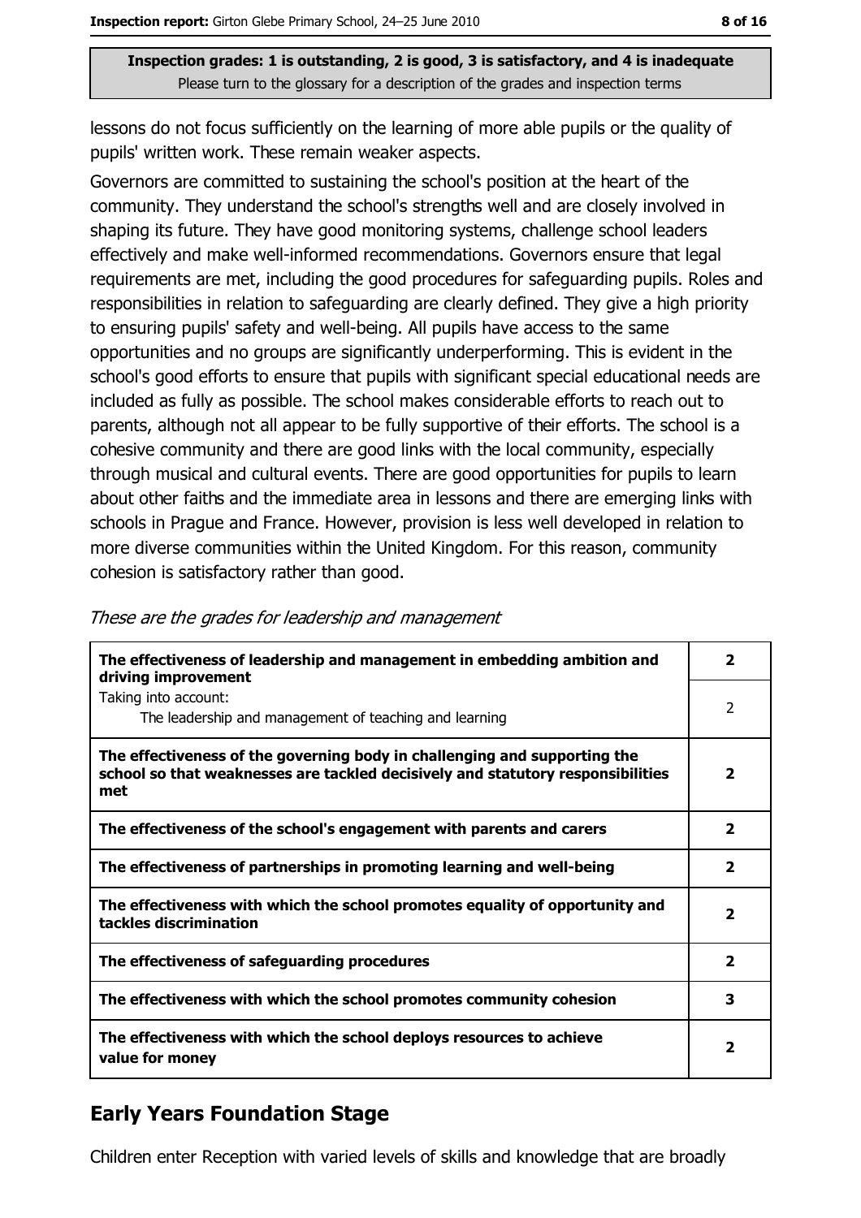**Inspection grades: 1 is outstanding, 2 is good, 3 is satisfactory, and 4 is inadequate**
Please turn to the glossary for a description of the grades and inspection terms

lessons do not focus sufficiently on the learning of more able pupils or the quality of pupils' written work. These remain weaker aspects.

Governors are committed to sustaining the school's position at the heart of the community. They understand the school's strengths well and are closely involved in shaping its future. They have good monitoring systems, challenge school leaders effectively and make well-informed recommendations. Governors ensure that legal requirements are met, including the good procedures for safeguarding pupils. Roles and responsibilities in relation to safeguarding are clearly defined. They give a high priority to ensuring pupils' safety and well-being. All pupils have access to the same opportunities and no groups are significantly underperforming. This is evident in the school's good efforts to ensure that pupils with significant special educational needs are included as fully as possible. The school makes considerable efforts to reach out to parents, although not all appear to be fully supportive of their efforts. The school is a cohesive community and there are good links with the local community, especially through musical and cultural events. There are good opportunities for pupils to learn about other faiths and the immediate area in lessons and there are emerging links with schools in Prague and France. However, provision is less well developed in relation to more diverse communities within the United Kingdom. For this reason, community cohesion is satisfactory rather than good.

*These are the grades for leadership and management*

| | |
|---|---|
| **The effectiveness of leadership and management in embedding ambition and driving improvement** | **2** |
| Taking into account: The leadership and management of teaching and learning | 2 |
| **The effectiveness of the governing body in challenging and supporting the school so that weaknesses are tackled decisively and statutory responsibilities met** | **2** |
| **The effectiveness of the school's engagement with parents and carers** | **2** |
| **The effectiveness of partnerships in promoting learning and well-being** | **2** |
| **The effectiveness with which the school promotes equality of opportunity and tackles discrimination** | **2** |
| **The effectiveness of safeguarding procedures** | **2** |
| **The effectiveness with which the school promotes community cohesion** | **3** |
| **The effectiveness with which the school deploys resources to achieve value for money** | **2** |

## Early Years Foundation Stage

Children enter Reception with varied levels of skills and knowledge that are broadly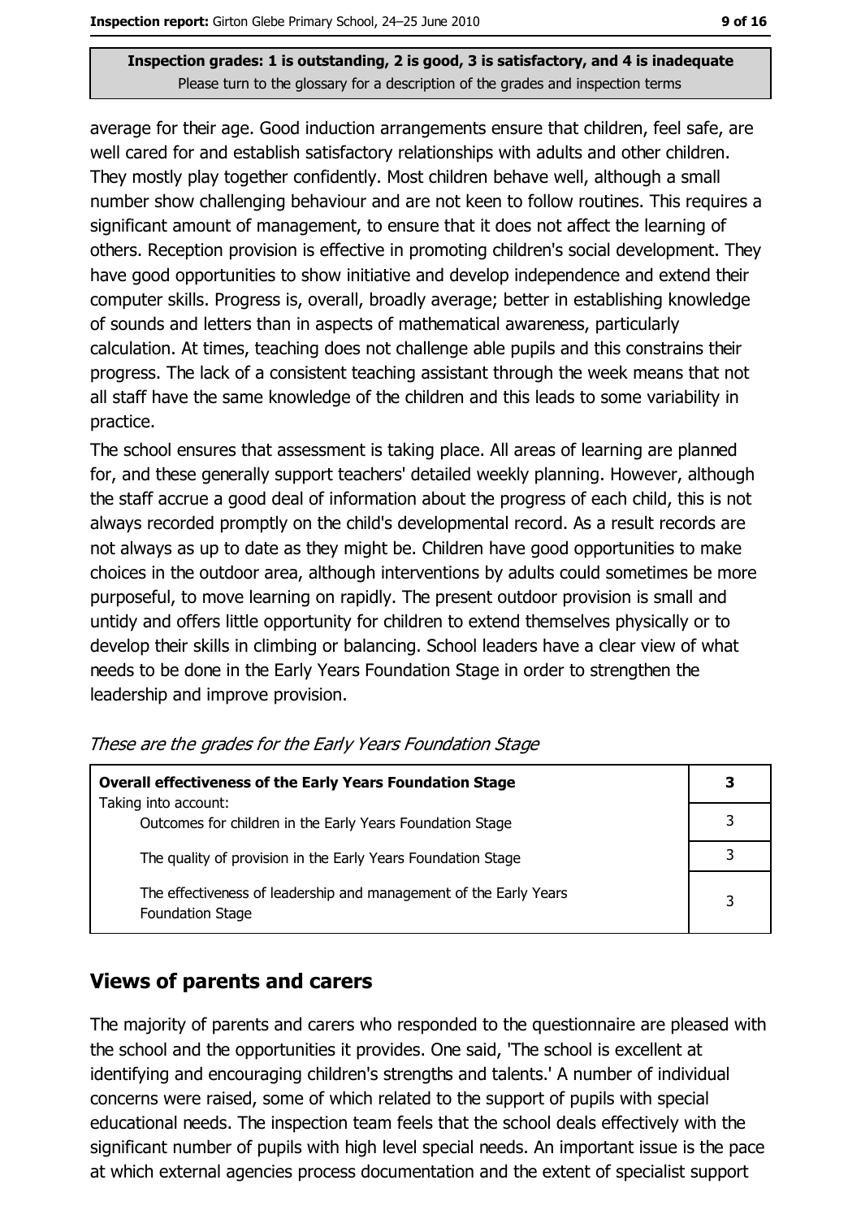average for their age. Good induction arrangements ensure that children, feel safe, are well cared for and establish satisfactory relationships with adults and other children. They mostly play together confidently. Most children behave well, although a small number show challenging behaviour and are not keen to follow routines. This requires a significant amount of management, to ensure that it does not affect the learning of others. Reception provision is effective in promoting children's social development. They have good opportunities to show initiative and develop independence and extend their computer skills. Progress is, overall, broadly average; better in establishing knowledge of sounds and letters than in aspects of mathematical awareness, particularly calculation. At times, teaching does not challenge able pupils and this constrains their progress. The lack of a consistent teaching assistant through the week means that not all staff have the same knowledge of the children and this leads to some variability in practice.

The school ensures that assessment is taking place. All areas of learning are planned for, and these generally support teachers' detailed weekly planning. However, although the staff accrue a good deal of information about the progress of each child, this is not always recorded promptly on the child's developmental record. As a result records are not always as up to date as they might be. Children have good opportunities to make choices in the outdoor area, although interventions by adults could sometimes be more purposeful, to move learning on rapidly. The present outdoor provision is small and untidy and offers little opportunity for children to extend themselves physically or to develop their skills in climbing or balancing. School leaders have a clear view of what needs to be done in the Early Years Foundation Stage in order to strengthen the leadership and improve provision.

*These are the grades for the Early Years Foundation Stage*

| **Overall effectiveness of the Early Years Foundation Stage** | **3** |
|---|---|
| Taking into account: Outcomes for children in the Early Years Foundation Stage | 3 |
| The quality of provision in the Early Years Foundation Stage | 3 |
| The effectiveness of leadership and management of the Early Years Foundation Stage | 3 |

## Views of parents and carers

The majority of parents and carers who responded to the questionnaire are pleased with the school and the opportunities it provides. One said, 'The school is excellent at identifying and encouraging children's strengths and talents.' A number of individual concerns were raised, some of which related to the support of pupils with special educational needs. The inspection team feels that the school deals effectively with the significant number of pupils with high level special needs. An important issue is the pace at which external agencies process documentation and the extent of specialist support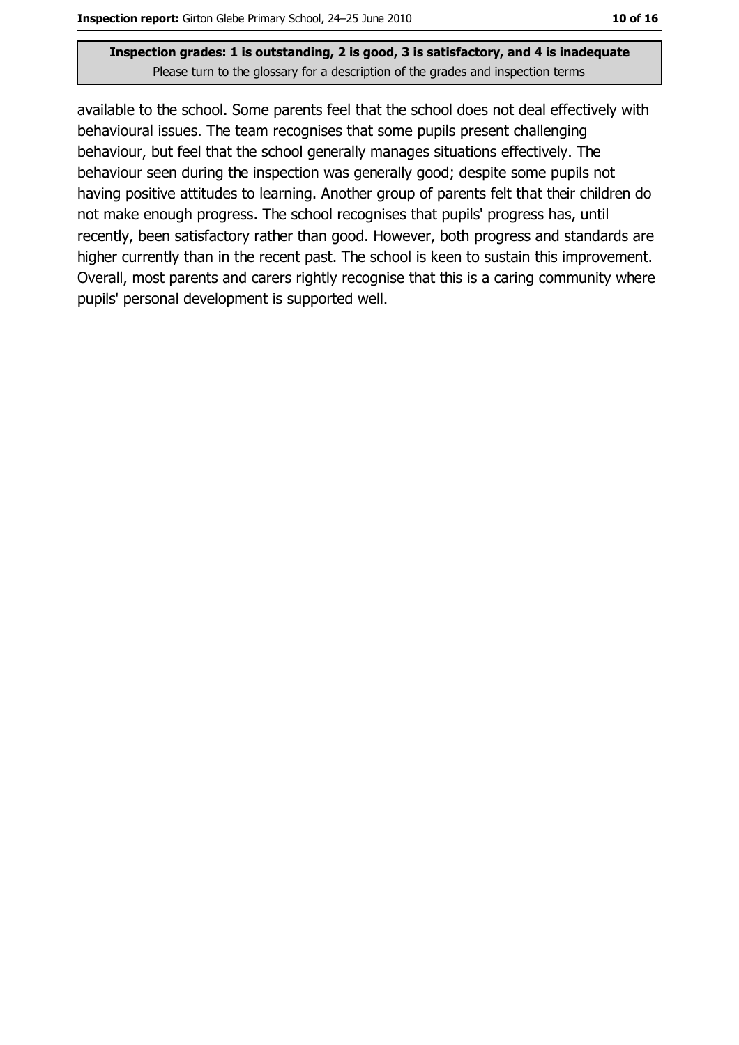**Inspection grades: 1 is outstanding, 2 is good, 3 is satisfactory, and 4 is inadequate**
Please turn to the glossary for a description of the grades and inspection terms

available to the school. Some parents feel that the school does not deal effectively with behavioural issues. The team recognises that some pupils present challenging behaviour, but feel that the school generally manages situations effectively. The behaviour seen during the inspection was generally good; despite some pupils not having positive attitudes to learning. Another group of parents felt that their children do not make enough progress. The school recognises that pupils' progress has, until recently, been satisfactory rather than good. However, both progress and standards are higher currently than in the recent past. The school is keen to sustain this improvement. Overall, most parents and carers rightly recognise that this is a caring community where pupils' personal development is supported well.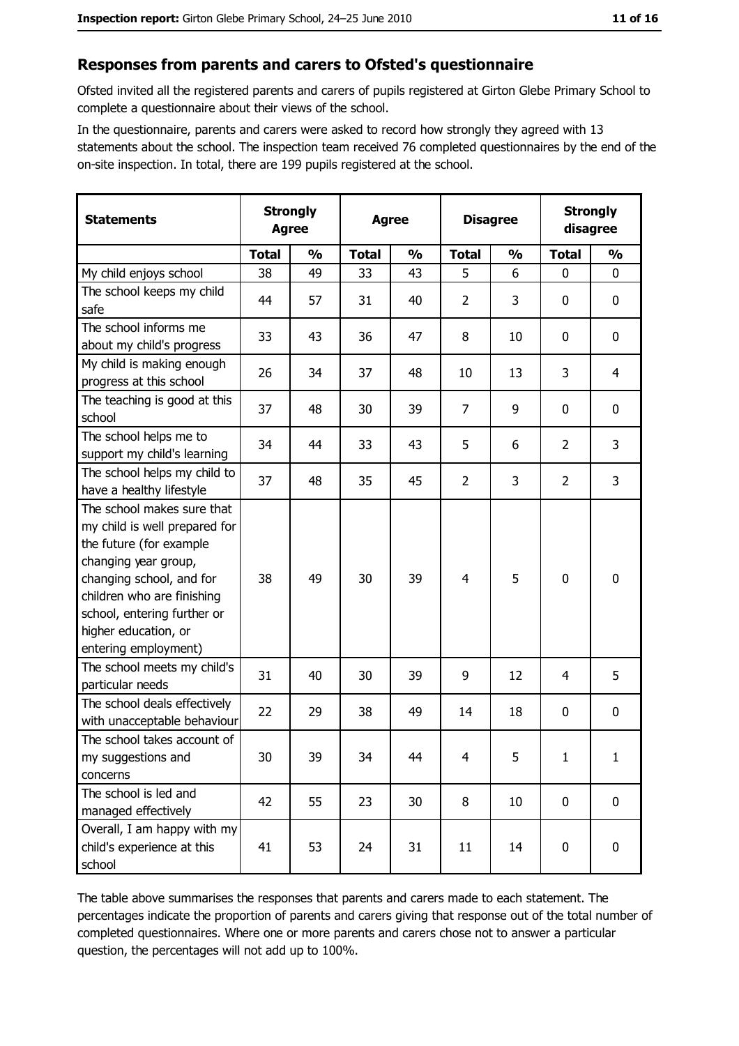## Responses from parents and carers to Ofsted's questionnaire

Ofsted invited all the registered parents and carers of pupils registered at Girton Glebe Primary School to complete a questionnaire about their views of the school.

In the questionnaire, parents and carers were asked to record how strongly they agreed with 13 statements about the school. The inspection team received 76 completed questionnaires by the end of the on-site inspection. In total, there are 199 pupils registered at the school.

| Statements | Strongly Agree | | Agree | | Disagree | | Strongly disagree | |
|---|---|---|---|---|---|---|---|---|
| | Total | % | Total | % | Total | % | Total | % |
| My child enjoys school | 38 | 49 | 33 | 43 | 5 | 6 | 0 | 0 |
| The school keeps my child safe | 44 | 57 | 31 | 40 | 2 | 3 | 0 | 0 |
| The school informs me about my child's progress | 33 | 43 | 36 | 47 | 8 | 10 | 0 | 0 |
| My child is making enough progress at this school | 26 | 34 | 37 | 48 | 10 | 13 | 3 | 4 |
| The teaching is good at this school | 37 | 48 | 30 | 39 | 7 | 9 | 0 | 0 |
| The school helps me to support my child's learning | 34 | 44 | 33 | 43 | 5 | 6 | 2 | 3 |
| The school helps my child to have a healthy lifestyle | 37 | 48 | 35 | 45 | 2 | 3 | 2 | 3 |
| The school makes sure that my child is well prepared for the future (for example changing year group, changing school, and for children who are finishing school, entering further or higher education, or entering employment) | 38 | 49 | 30 | 39 | 4 | 5 | 0 | 0 |
| The school meets my child's particular needs | 31 | 40 | 30 | 39 | 9 | 12 | 4 | 5 |
| The school deals effectively with unacceptable behaviour | 22 | 29 | 38 | 49 | 14 | 18 | 0 | 0 |
| The school takes account of my suggestions and concerns | 30 | 39 | 34 | 44 | 4 | 5 | 1 | 1 |
| The school is led and managed effectively | 42 | 55 | 23 | 30 | 8 | 10 | 0 | 0 |
| Overall, I am happy with my child's experience at this school | 41 | 53 | 24 | 31 | 11 | 14 | 0 | 0 |

The table above summarises the responses that parents and carers made to each statement. The percentages indicate the proportion of parents and carers giving that response out of the total number of completed questionnaires. Where one or more parents and carers chose not to answer a particular question, the percentages will not add up to 100%.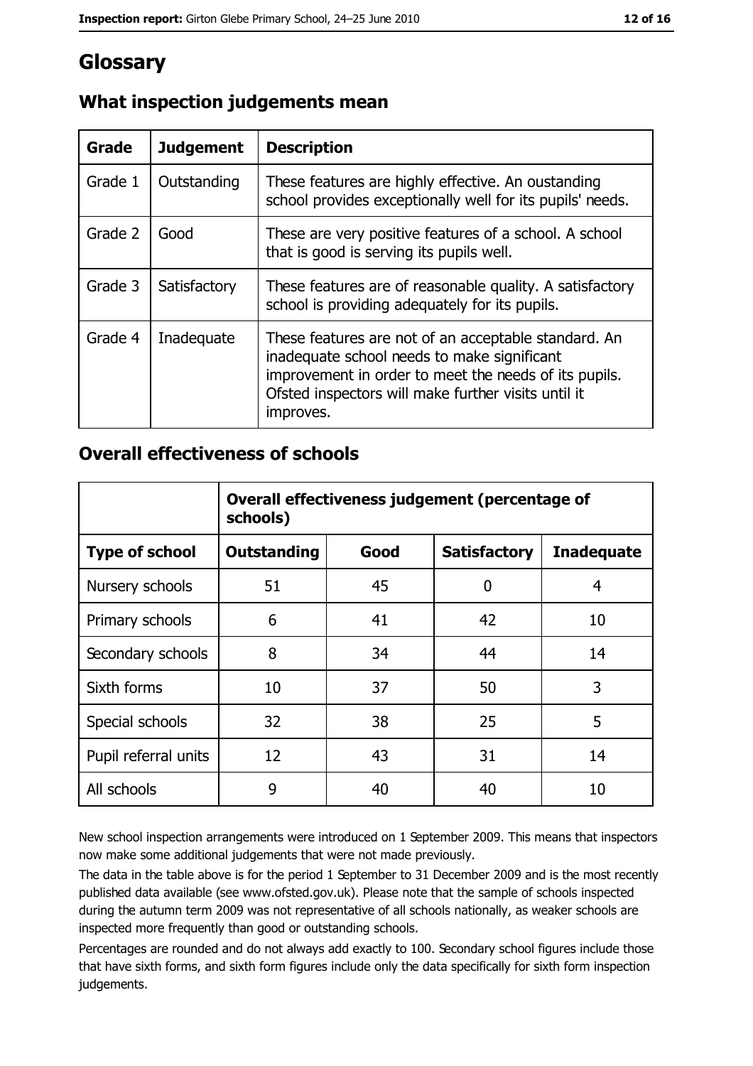# Glossary

## What inspection judgements mean

| Grade | Judgement | Description |
|---|---|---|
| Grade 1 | Outstanding | These features are highly effective. An oustanding school provides exceptionally well for its pupils' needs. |
| Grade 2 | Good | These are very positive features of a school. A school that is good is serving its pupils well. |
| Grade 3 | Satisfactory | These features are of reasonable quality. A satisfactory school is providing adequately for its pupils. |
| Grade 4 | Inadequate | These features are not of an acceptable standard. An inadequate school needs to make significant improvement in order to meet the needs of its pupils. Ofsted inspectors will make further visits until it improves. |

## Overall effectiveness of schools

| | Overall effectiveness judgement (percentage of schools) | | | |
|---|---|---|---|---|
| **Type of school** | **Outstanding** | **Good** | **Satisfactory** | **Inadequate** |
| Nursery schools | 51 | 45 | 0 | 4 |
| Primary schools | 6 | 41 | 42 | 10 |
| Secondary schools | 8 | 34 | 44 | 14 |
| Sixth forms | 10 | 37 | 50 | 3 |
| Special schools | 32 | 38 | 25 | 5 |
| Pupil referral units | 12 | 43 | 31 | 14 |
| All schools | 9 | 40 | 40 | 10 |

New school inspection arrangements were introduced on 1 September 2009. This means that inspectors now make some additional judgements that were not made previously.

The data in the table above is for the period 1 September to 31 December 2009 and is the most recently published data available (see www.ofsted.gov.uk). Please note that the sample of schools inspected during the autumn term 2009 was not representative of all schools nationally, as weaker schools are inspected more frequently than good or outstanding schools.

Percentages are rounded and do not always add exactly to 100. Secondary school figures include those that have sixth forms, and sixth form figures include only the data specifically for sixth form inspection judgements.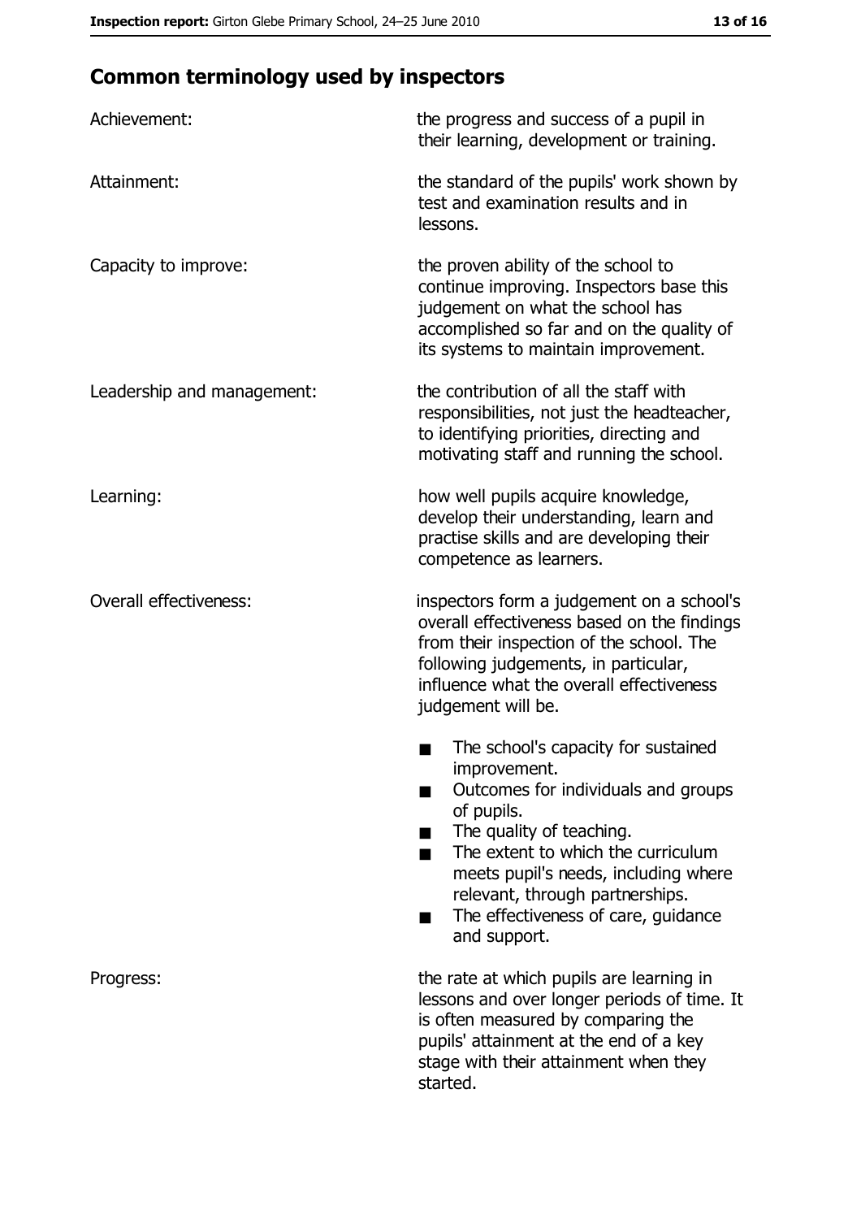## Common terminology used by inspectors

| | |
|---|---|
| Achievement: | the progress and success of a pupil in their learning, development or training. |
| Attainment: | the standard of the pupils' work shown by test and examination results and in lessons. |
| Capacity to improve: | the proven ability of the school to continue improving. Inspectors base this judgement on what the school has accomplished so far and on the quality of its systems to maintain improvement. |
| Leadership and management: | the contribution of all the staff with responsibilities, not just the headteacher, to identifying priorities, directing and motivating staff and running the school. |
| Learning: | how well pupils acquire knowledge, develop their understanding, learn and practise skills and are developing their competence as learners. |
| Overall effectiveness: | inspectors form a judgement on a school's overall effectiveness based on the findings from their inspection of the school. The following judgements, in particular, influence what the overall effectiveness judgement will be.<br>■ The school's capacity for sustained improvement.<br>■ Outcomes for individuals and groups of pupils.<br>■ The quality of teaching.<br>■ The extent to which the curriculum meets pupil's needs, including where relevant, through partnerships.<br>■ The effectiveness of care, guidance and support. |
| Progress: | the rate at which pupils are learning in lessons and over longer periods of time. It is often measured by comparing the pupils' attainment at the end of a key stage with their attainment when they started. |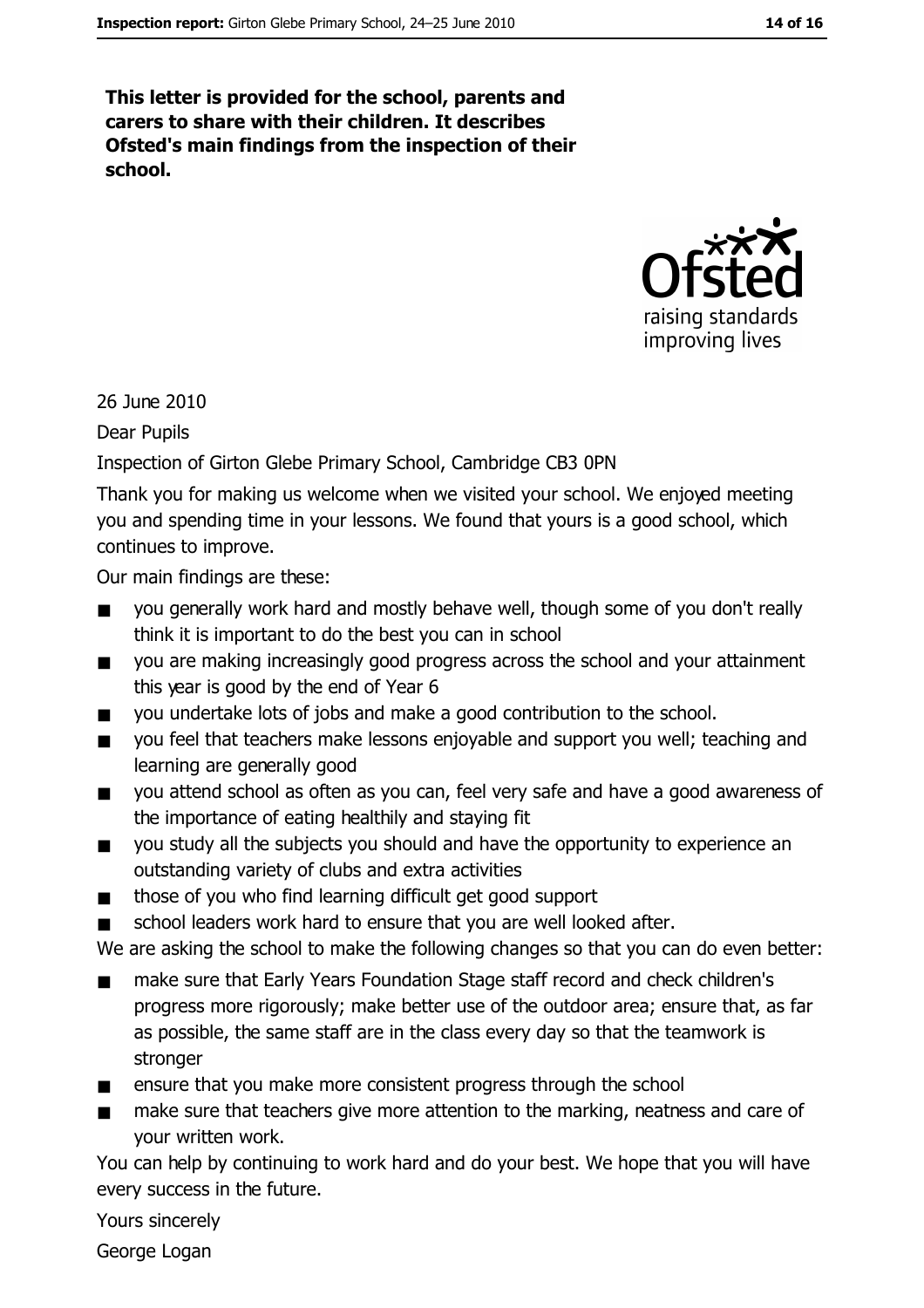**This letter is provided for the school, parents and carers to share with their children. It describes Ofsted's main findings from the inspection of their school.**

26 June 2010

Dear Pupils

Inspection of Girton Glebe Primary School, Cambridge CB3 0PN

Thank you for making us welcome when we visited your school. We enjoyed meeting you and spending time in your lessons. We found that yours is a good school, which continues to improve.

Our main findings are these:

- you generally work hard and mostly behave well, though some of you don't really think it is important to do the best you can in school
- you are making increasingly good progress across the school and your attainment this year is good by the end of Year 6
- you undertake lots of jobs and make a good contribution to the school.
- you feel that teachers make lessons enjoyable and support you well; teaching and learning are generally good
- you attend school as often as you can, feel very safe and have a good awareness of the importance of eating healthily and staying fit
- you study all the subjects you should and have the opportunity to experience an outstanding variety of clubs and extra activities
- those of you who find learning difficult get good support
- school leaders work hard to ensure that you are well looked after.

We are asking the school to make the following changes so that you can do even better:

- make sure that Early Years Foundation Stage staff record and check children's progress more rigorously; make better use of the outdoor area; ensure that, as far as possible, the same staff are in the class every day so that the teamwork is stronger
- ensure that you make more consistent progress through the school
- make sure that teachers give more attention to the marking, neatness and care of your written work.

You can help by continuing to work hard and do your best. We hope that you will have every success in the future.

Yours sincerely

George Logan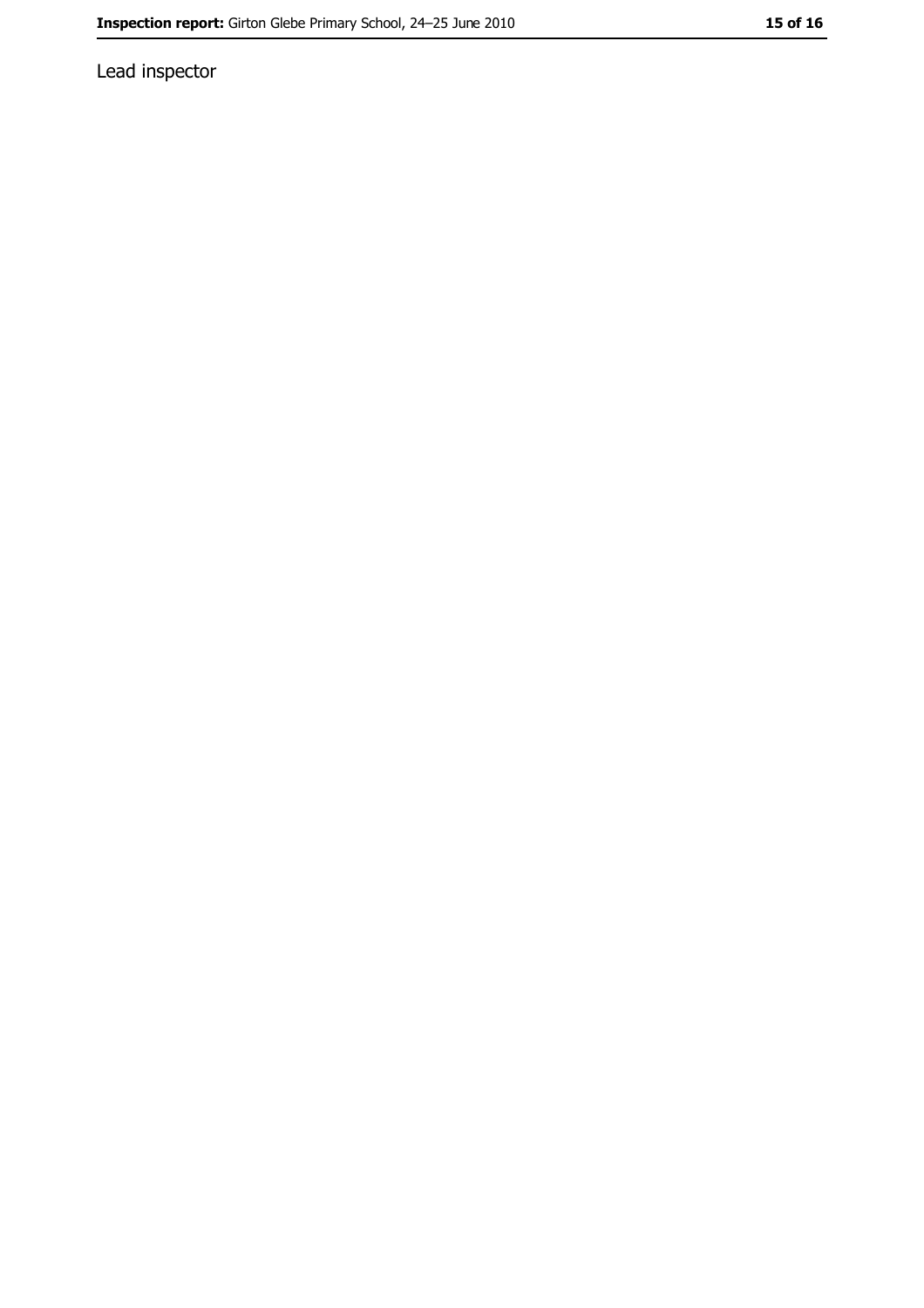Lead inspector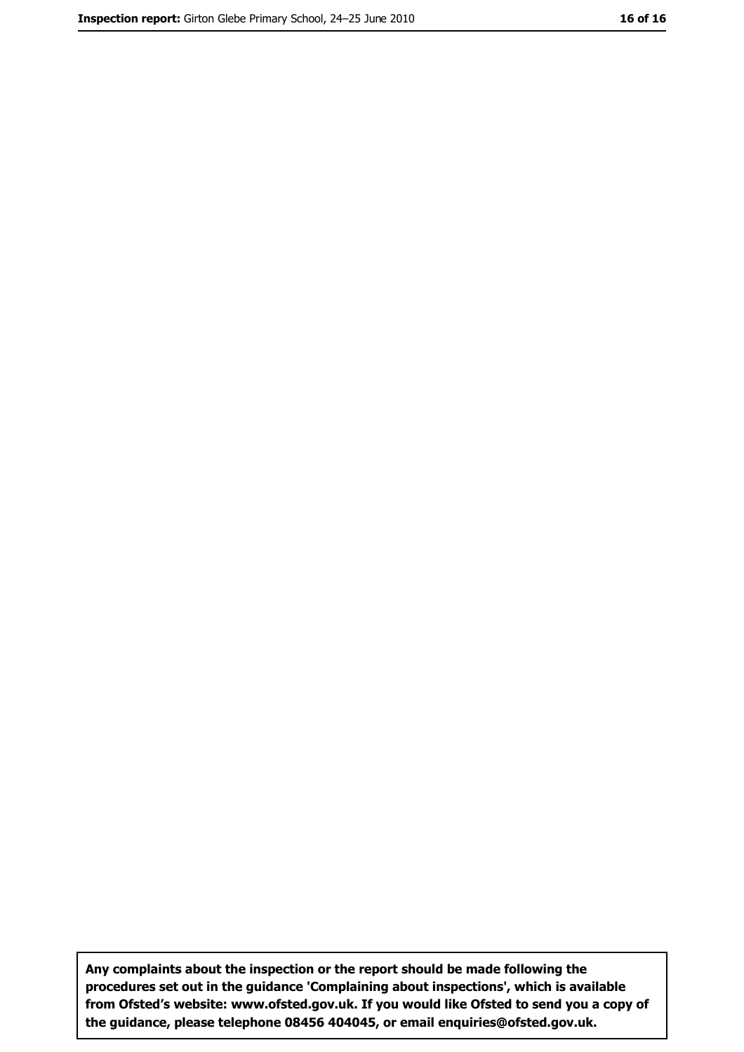**Any complaints about the inspection or the report should be made following the procedures set out in the guidance 'Complaining about inspections', which is available from Ofsted's website: www.ofsted.gov.uk. If you would like Ofsted to send you a copy of the guidance, please telephone 08456 404045, or email enquiries@ofsted.gov.uk.**